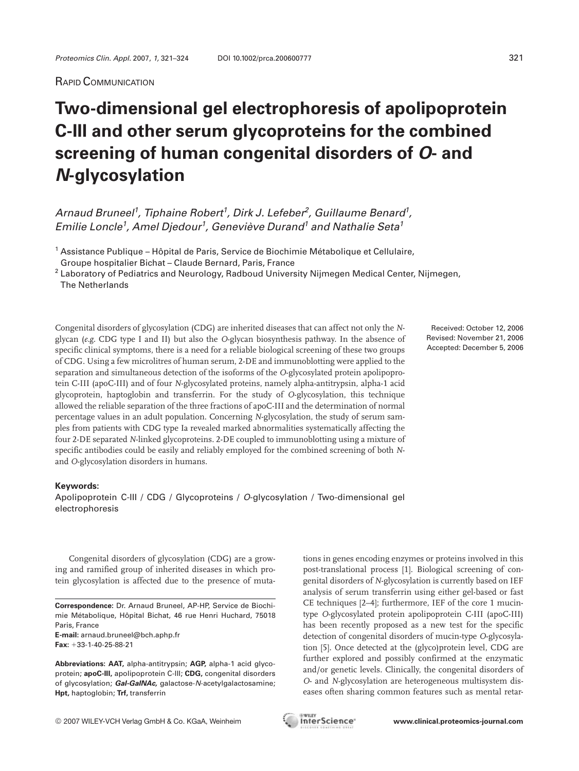Rapid Communication

# Two-dimensional gel electrophoresis of apolipoprotein C-III and other serum glycoproteins for the combined screening of human congenital disorders of *O*- and *N*-glycosylation

*Arnaud Bruneel[1], Tiphaine Robert[1], Dirk J. Lefeber[2], Guillaume Benard[1], Emilie Loncle[1], Amel Djedour[1], Geneviève Durand[1] and Nathalie Seta[1]*

[1] Assistance Publique – Hôpital de Paris, Service de Biochimie Métabolique et Cellulaire, Groupe hospitalier Bichat – Claude Bernard, Paris, France

[2] Laboratory of Pediatrics and Neurology, Radboud University Nijmegen Medical Center, Nijmegen, The Netherlands

Received: October 12, 2006
Revised: November 21, 2006
Accepted: December 5, 2006

Congenital disorders of glycosylation (CDG) are inherited diseases that can affect not only the *N*-glycan (*e.g.* CDG type I and II) but also the *O*-glycan biosynthesis pathway. In the absence of specific clinical symptoms, there is a need for a reliable biological screening of these two groups of CDG. Using a few microlitres of human serum, 2-DE and immunoblotting were applied to the separation and simultaneous detection of the isoforms of the *O*-glycosylated protein apolipoprotein C-III (apoC-III) and of four *N*-glycosylated proteins, namely alpha-antitrypsin, alpha-1 acid glycoprotein, haptoglobin and transferrin. For the study of *O*-glycosylation, this technique allowed the reliable separation of the three fractions of apoC-III and the determination of normal percentage values in an adult population. Concerning *N*-glycosylation, the study of serum samples from patients with CDG type Ia revealed marked abnormalities systematically affecting the four 2-DE separated *N*-linked glycoproteins. 2-DE coupled to immunoblotting using a mixture of specific antibodies could be easily and reliably employed for the combined screening of both *N*- and *O*-glycosylation disorders in humans.

**Keywords:**
Apolipoprotein C-III / CDG / Glycoproteins / *O*-glycosylation / Two-dimensional gel electrophoresis

Congenital disorders of glycosylation (CDG) are a growing and ramified group of inherited diseases in which protein glycosylation is affected due to the presence of mutations in genes encoding enzymes or proteins involved in this post-translational process [1]. Biological screening of congenital disorders of *N*-glycosylation is currently based on IEF analysis of serum transferrin using either gel-based or fast CE techniques [2–4]; furthermore, IEF of the core 1 mucin-type *O*-glycosylated protein apolipoprotein C-III (apoC-III) has been recently proposed as a new test for the specific detection of congenital disorders of mucin-type *O*-glycosylation [5]. Once detected at the (glyco)protein level, CDG are further explored and possibly confirmed at the enzymatic and/or genetic levels. Clinically, the congenital disorders of *O*- and *N*-glycosylation are heterogeneous multisystem diseases often sharing common features such as mental retar-

**Correspondence:** Dr. Arnaud Bruneel, AP-HP, Service de Biochimie Métabolique, Hôpital Bichat, 46 rue Henri Huchard, 75018 Paris, France
**E-mail:** arnaud.bruneel@bch.aphp.fr
**Fax:** +33-1-40-25-88-21

**Abbreviations: AAT,** alpha-antitrypsin; **AGP,** alpha-1 acid glycoprotein; **apoC-III,** apolipoprotein C-III; **CDG,** congenital disorders of glycosylation; ***Gal-GalNAc,*** galactose-*N*-acetylgalactosamine; **Hpt,** haptoglobin; **Trf,** transferrin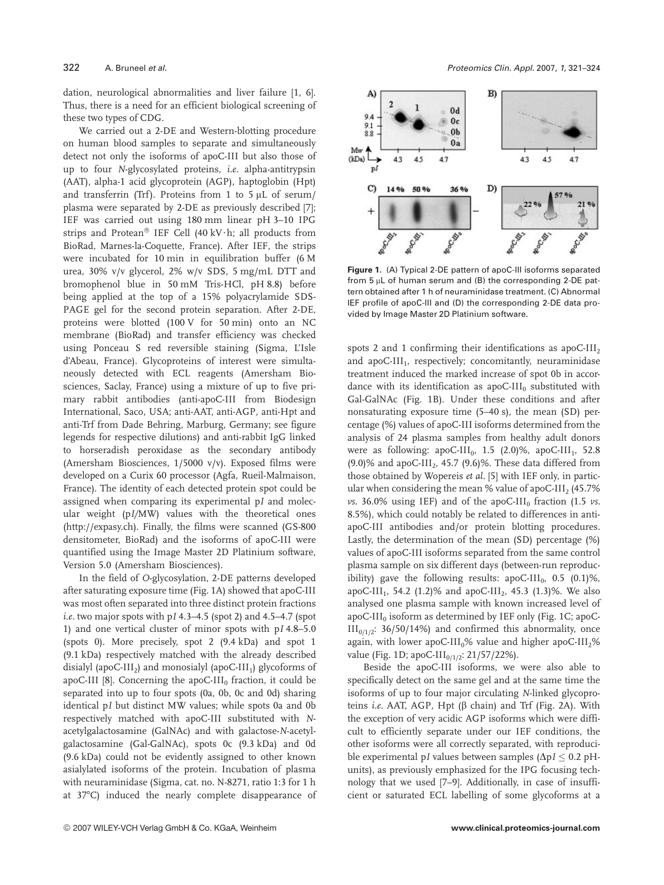dation, neurological abnormalities and liver failure [1, 6]. Thus, there is a need for an efficient biological screening of these two types of CDG.

We carried out a 2-DE and Western-blotting procedure on human blood samples to separate and simultaneously detect not only the isoforms of apoC-III but also those of up to four *N*-glycosylated proteins, *i.e.* alpha-antitrypsin (AAT), alpha-1 acid glycoprotein (AGP), haptoglobin (Hpt) and transferrin (Trf). Proteins from 1 to 5 μL of serum/plasma were separated by 2-DE as previously described [7]; IEF was carried out using 180 mm linear pH 3–10 IPG strips and Protean® IEF Cell (40 kV·h; all products from BioRad, Marnes-la-Coquette, France). After IEF, the strips were incubated for 10 min in equilibration buffer (6 M urea, 30% v/v glycerol, 2% w/v SDS, 5 mg/mL DTT and bromophenol blue in 50 mM Tris-HCl, pH 8.8) before being applied at the top of a 15% polyacrylamide SDS-PAGE gel for the second protein separation. After 2-DE, proteins were blotted (100 V for 50 min) onto an NC membrane (BioRad) and transfer efficiency was checked using Ponceau S red reversible staining (Sigma, L'Isle d'Abeau, France). Glycoproteins of interest were simultaneously detected with ECL reagents (Amersham Biosciences, Saclay, France) using a mixture of up to five primary rabbit antibodies (anti-apoC-III from Biodesign International, Saco, USA; anti-AAT, anti-AGP, anti-Hpt and anti-Trf from Dade Behring, Marburg, Germany; see figure legends for respective dilutions) and anti-rabbit IgG linked to horseradish peroxidase as the secondary antibody (Amersham Biosciences, 1/5000 v/v). Exposed films were developed on a Curix 60 processor (Agfa, Rueil-Malmaison, France). The identity of each detected protein spot could be assigned when comparing its experimental p*I* and molecular weight (p*I*/MW) values with the theoretical ones (http://expasy.ch). Finally, the films were scanned (GS-800 densitometer, BioRad) and the isoforms of apoC-III were quantified using the Image Master 2D Platinium software, Version 5.0 (Amersham Biosciences).

In the field of *O*-glycosylation, 2-DE patterns developed after saturating exposure time (Fig. 1A) showed that apoC-III was most often separated into three distinct protein fractions *i.e.* two major spots with p*I* 4.3–4.5 (spot 2) and 4.5–4.7 (spot 1) and one vertical cluster of minor spots with p*I* 4.8–5.0 (spots 0). More precisely, spot 2 (9.4 kDa) and spot 1 (9.1 kDa) respectively matched with the already described disialyl (apoC-$III_2$) and monosialyl (apoC-$III_1$) glycoforms of apoC-III [8]. Concerning the apoC-$III_0$ fraction, it could be separated into up to four spots (0a, 0b, 0c and 0d) sharing identical p*I* but distinct MW values; while spots 0a and 0b respectively matched with apoC-III substituted with *N*-acetylgalactosamine (GalNAc) and with galactose-*N*-acetylgalactosamine (Gal-GalNAc), spots 0c (9.3 kDa) and 0d (9.6 kDa) could not be evidently assigned to other known asialylated isoforms of the protein. Incubation of plasma with neuraminidase (Sigma, cat. no. N-8271, ratio 1:3 for 1 h at 37°C) induced the nearly complete disappearance of spots 2 and 1 confirming their identifications as apoC-$III_2$ and apoC-$III_1$, respectively; concomitantly, neuraminidase treatment induced the marked increase of spot 0b in accordance with its identification as apoC-$III_0$ substituted with Gal-GalNAc (Fig. 1B). Under these conditions and after nonsaturating exposure time (5–40 s), the mean (SD) percentage (%) values of apoC-III isoforms determined from the analysis of 24 plasma samples from healthy adult donors were as following: apoC-$III_0$, 1.5 (2.0)%, apoC-$III_1$, 52.8 (9.0)% and apoC-$III_2$, 45.7 (9.6)%. These data differed from those obtained by Wopereis *et al.* [5] with IEF only, in particular when considering the mean % value of apoC-$III_2$ (45.7% *vs.* 36.0% using IEF) and of the apoC-$III_0$ fraction (1.5 *vs.* 8.5%), which could notably be related to differences in anti-apoC-III antibodies and/or protein blotting procedures. Lastly, the determination of the mean (SD) percentage (%) values of apoC-III isoforms separated from the same control plasma sample on six different days (between-run reproducibility) gave the following results: apoC-$III_0$, 0.5 (0.1)%, apoC-$III_1$, 54.2 (1.2)% and apoC-$III_2$, 45.3 (1.3)%. We also analysed one plasma sample with known increased level of apoC-$III_0$ isoform as determined by IEF only (Fig. 1C; apoC-$III_{0/1/2}$: 36/50/14%) and confirmed this abnormality, once again, with lower apoC-$III_0$% value and higher apoC-$III_2$% value (Fig. 1D; apoC-$III_{0/1/2}$: 21/57/22%).

Figure 1. (A) Typical 2-DE pattern of apoC-III isoforms separated from 5 μL of human serum and (B) the corresponding 2-DE pattern obtained after 1 h of neuraminidase treatment. (C) Abnormal IEF profile of apoC-III and (D) the corresponding 2-DE data provided by Image Master 2D Platinium software.

Beside the apoC-III isoforms, we were also able to specifically detect on the same gel and at the same time the isoforms of up to four major circulating *N*-linked glycoproteins *i.e.* AAT, AGP, Hpt (β chain) and Trf (Fig. 2A). With the exception of very acidic AGP isoforms which were difficult to efficiently separate under our IEF conditions, the other isoforms were all correctly separated, with reproducible experimental p*I* values between samples ($\Delta pI \leq 0.2$ pH-units), as previously emphasized for the IPG focusing technology that we used [7–9]. Additionally, in case of insufficient or saturated ECL labelling of some glycoforms at a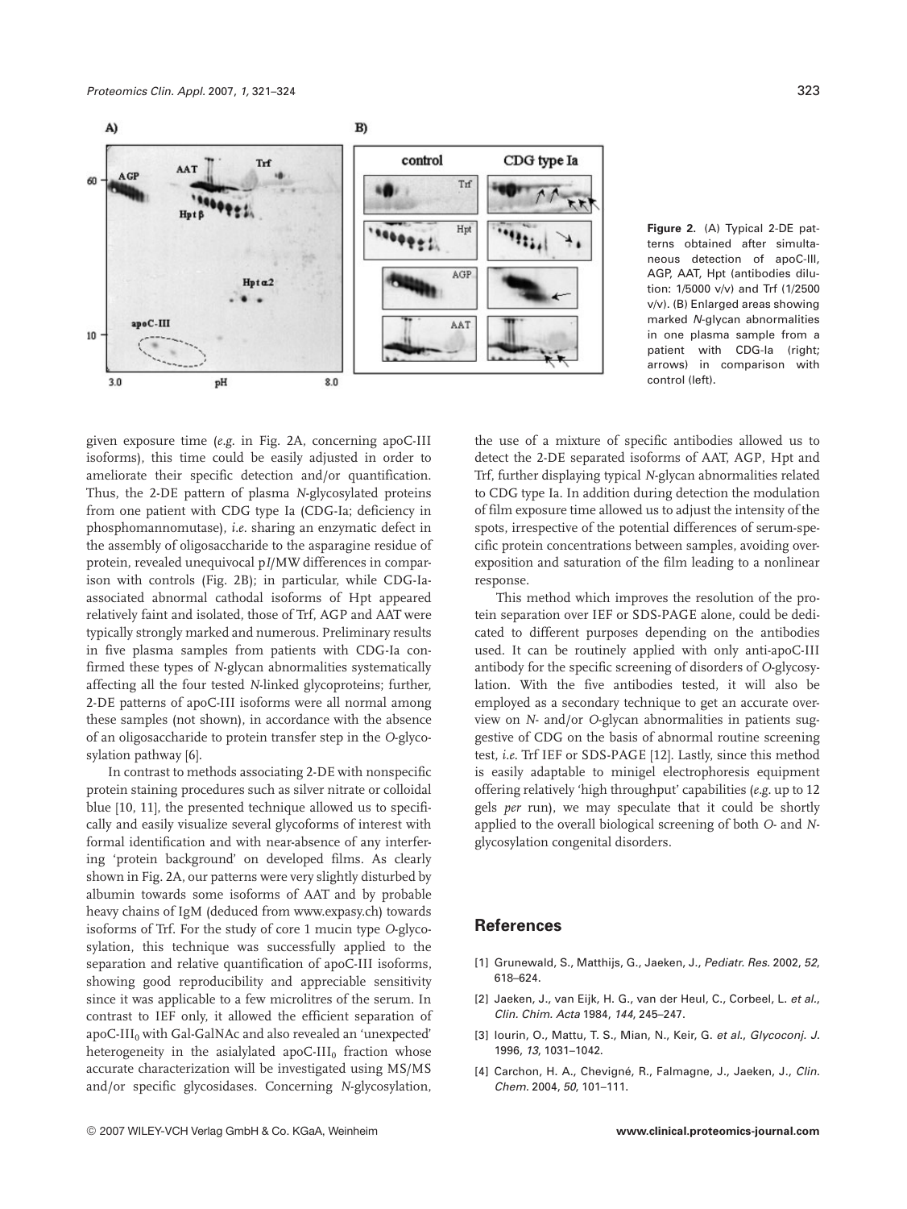**Figure 2.** (A) Typical 2-DE patterns obtained after simultaneous detection of apoC-III, AGP, AAT, Hpt (antibodies dilution: 1/5000 v/v) and Trf (1/2500 v/v). (B) Enlarged areas showing marked *N*-glycan abnormalities in one plasma sample from a patient with CDG-Ia (right; arrows) in comparison with control (left).

given exposure time (*e.g.* in Fig. 2A, concerning apoC-III isoforms), this time could be easily adjusted in order to ameliorate their specific detection and/or quantification. Thus, the 2-DE pattern of plasma *N*-glycosylated proteins from one patient with CDG type Ia (CDG-Ia; deficiency in phosphomannomutase), *i.e.* sharing an enzymatic defect in the assembly of oligosaccharide to the asparagine residue of protein, revealed unequivocal p*I*/MW differences in comparison with controls (Fig. 2B); in particular, while CDG-Ia-associated abnormal cathodal isoforms of Hpt appeared relatively faint and isolated, those of Trf, AGP and AAT were typically strongly marked and numerous. Preliminary results in five plasma samples from patients with CDG-Ia confirmed these types of *N*-glycan abnormalities systematically affecting all the four tested *N*-linked glycoproteins; further, 2-DE patterns of apoC-III isoforms were all normal among these samples (not shown), in accordance with the absence of an oligosaccharide to protein transfer step in the *O*-glycosylation pathway [6].

In contrast to methods associating 2-DE with nonspecific protein staining procedures such as silver nitrate or colloidal blue [10, 11], the presented technique allowed us to specifically and easily visualize several glycoforms of interest with formal identification and with near-absence of any interfering 'protein background' on developed films. As clearly shown in Fig. 2A, our patterns were very slightly disturbed by albumin towards some isoforms of AAT and by probable heavy chains of IgM (deduced from www.expasy.ch) towards isoforms of Trf. For the study of core 1 mucin type *O*-glycosylation, this technique was successfully applied to the separation and relative quantification of apoC-III isoforms, showing good reproducibility and appreciable sensitivity since it was applicable to a few microlitres of the serum. In contrast to IEF only, it allowed the efficient separation of apoC-$III_0$ with Gal-GalNAc and also revealed an 'unexpected' heterogeneity in the asialylated apoC-$III_0$ fraction whose accurate characterization will be investigated using MS/MS and/or specific glycosidases. Concerning *N*-glycosylation, the use of a mixture of specific antibodies allowed us to detect the 2-DE separated isoforms of AAT, AGP, Hpt and Trf, further displaying typical *N*-glycan abnormalities related to CDG type Ia. In addition during detection the modulation of film exposure time allowed us to adjust the intensity of the spots, irrespective of the potential differences of serum-specific protein concentrations between samples, avoiding overexposition and saturation of the film leading to a nonlinear response.

This method which improves the resolution of the protein separation over IEF or SDS-PAGE alone, could be dedicated to different purposes depending on the antibodies used. It can be routinely applied with only anti-apoC-III antibody for the specific screening of disorders of *O*-glycosylation. With the five antibodies tested, it will also be employed as a secondary technique to get an accurate overview on *N*- and/or *O*-glycan abnormalities in patients suggestive of CDG on the basis of abnormal routine screening test, *i.e.* Trf IEF or SDS-PAGE [12]. Lastly, since this method is easily adaptable to minigel electrophoresis equipment offering relatively 'high throughput' capabilities (*e.g.* up to 12 gels *per* run), we may speculate that it could be shortly applied to the overall biological screening of both *O*- and *N*-glycosylation congenital disorders.

## References

[1] Grunewald, S., Matthijs, G., Jaeken, J., *Pediatr. Res.* 2002, *52*, 618–624.

[2] Jaeken, J., van Eijk, H. G., van der Heul, C., Corbeel, L. *et al.*, *Clin. Chim. Acta* 1984, *144*, 245–247.

[3] Iourin, O., Mattu, T. S., Mian, N., Keir, G. *et al.*, *Glycoconj. J.* 1996, *13*, 1031–1042.

[4] Carchon, H. A., Chevigné, R., Falmagne, J., Jaeken, J., *Clin. Chem.* 2004, *50*, 101–111.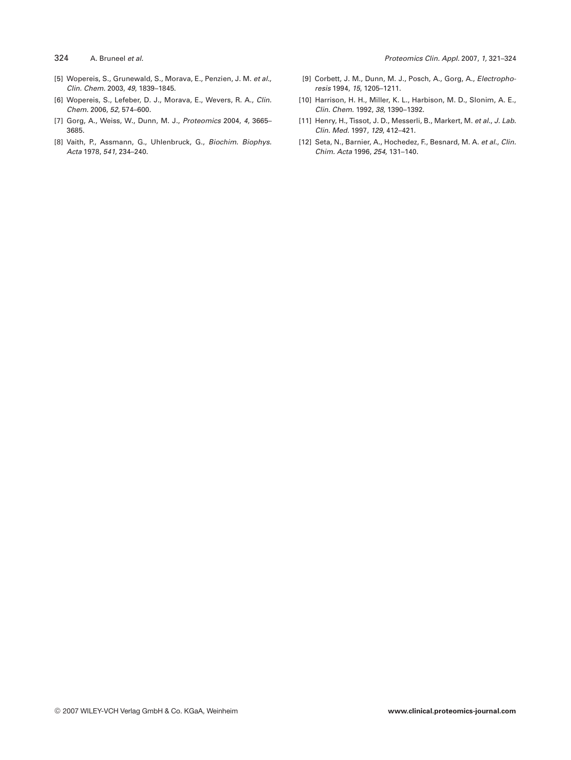[5] Wopereis, S., Grunewald, S., Morava, E., Penzien, J. M. *et al.*, *Clin. Chem.* 2003, *49*, 1839–1845.

[6] Wopereis, S., Lefeber, D. J., Morava, E., Wevers, R. A., *Clin. Chem.* 2006, *52*, 574–600.

[7] Gorg, A., Weiss, W., Dunn, M. J., *Proteomics* 2004, *4*, 3665–3685.

[8] Vaith, P., Assmann, G., Uhlenbruck, G., *Biochim. Biophys. Acta* 1978, *541*, 234–240.

[9] Corbett, J. M., Dunn, M. J., Posch, A., Gorg, A., *Electrophoresis* 1994, *15*, 1205–1211.

[10] Harrison, H. H., Miller, K. L., Harbison, M. D., Slonim, A. E., *Clin. Chem.* 1992, *38*, 1390–1392.

[11] Henry, H., Tissot, J. D., Messerli, B., Markert, M. *et al.*, *J. Lab. Clin. Med.* 1997, *129*, 412–421.

[12] Seta, N., Barnier, A., Hochedez, F., Besnard, M. A. *et al.*, *Clin. Chim. Acta* 1996, *254*, 131–140.